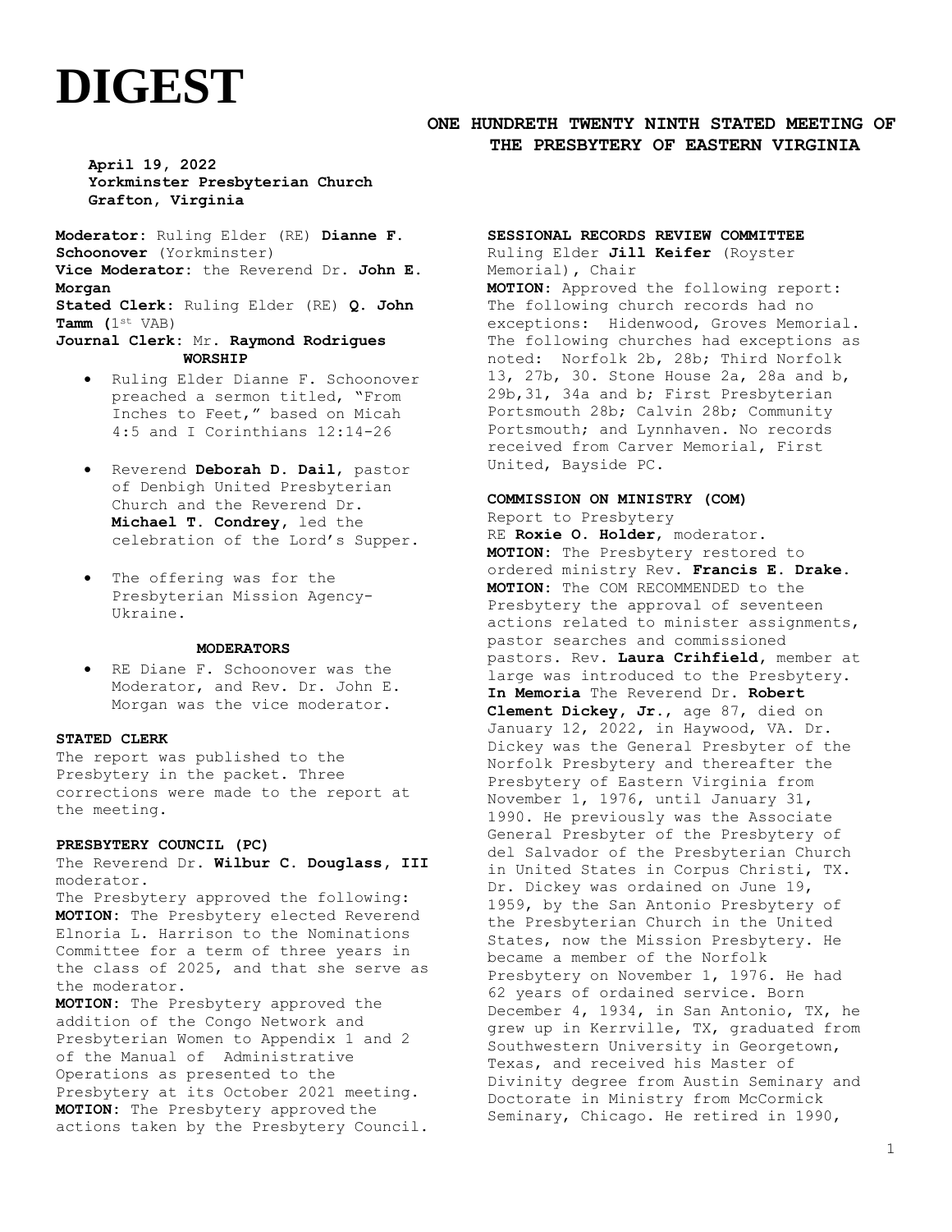# DIGEST

## ONE HUNDRETH TWENTY NINTH STATED MEETING OF THE PRESBYTERY OF EASTERN VIRGINIA

**April 19, 2022**
**Yorkminster Presbyterian Church**
**Grafton, Virginia**

**Moderator:** Ruling Elder (RE) **Dianne F. Schoonover** (Yorkminster)
**Vice Moderator:** the Reverend Dr. **John E. Morgan**
**Stated Clerk:** Ruling Elder (RE) **Q. John Tamm (**1st VAB)
**Journal Clerk:** Mr. **Raymond Rodrigues**

**WORSHIP**

- Ruling Elder Dianne F. Schoonover preached a sermon titled, "From Inches to Feet," based on Micah 4:5 and I Corinthians 12:14-26
- Reverend **Deborah D. Dail**, pastor of Denbigh United Presbyterian Church and the Reverend Dr. **Michael T. Condrey**, led the celebration of the Lord's Supper.
- The offering was for the Presbyterian Mission Agency-Ukraine.

**MODERATORS**

- RE Diane F. Schoonover was the Moderator, and Rev. Dr. John E. Morgan was the vice moderator.

**STATED CLERK**
The report was published to the Presbytery in the packet. Three corrections were made to the report at the meeting.

**PRESBYTERY COUNCIL (PC)**
The Reverend Dr. **Wilbur C. Douglass, III** moderator.
The Presbytery approved the following:
**MOTION:** The Presbytery elected Reverend Elnoria L. Harrison to the Nominations Committee for a term of three years in the class of 2025, and that she serve as the moderator.
**MOTION:** The Presbytery approved the addition of the Congo Network and Presbyterian Women to Appendix 1 and 2 of the Manual of Administrative Operations as presented to the Presbytery at its October 2021 meeting.
**MOTION:** The Presbytery approved the actions taken by the Presbytery Council.

**SESSIONAL RECORDS REVIEW COMMITTEE**
Ruling Elder **Jill Keifer** (Royster Memorial), Chair
**MOTION:** Approved the following report: The following church records had no exceptions: Hidenwood, Groves Memorial. The following churches had exceptions as noted: Norfolk 2b, 28b; Third Norfolk 13, 27b, 30. Stone House 2a, 28a and b, 29b,31, 34a and b; First Presbyterian Portsmouth 28b; Calvin 28b; Community Portsmouth; and Lynnhaven. No records received from Carver Memorial, First United, Bayside PC.

**COMMISSION ON MINISTRY (COM)**
Report to Presbytery
RE **Roxie O. Holder**, moderator.
**MOTION:** The Presbytery restored to ordered ministry Rev. **Francis E. Drake**.
**MOTION:** The COM RECOMMENDED to the Presbytery the approval of seventeen actions related to minister assignments, pastor searches and commissioned pastors. Rev. **Laura Crihfield**, member at large was introduced to the Presbytery.
**In Memoria** The Reverend Dr. **Robert Clement Dickey, Jr.**, age 87, died on January 12, 2022, in Haywood, VA. Dr. Dickey was the General Presbyter of the Norfolk Presbytery and thereafter the Presbytery of Eastern Virginia from November 1, 1976, until January 31, 1990. He previously was the Associate General Presbyter of the Presbytery of del Salvador of the Presbyterian Church in United States in Corpus Christi, TX. Dr. Dickey was ordained on June 19, 1959, by the San Antonio Presbytery of the Presbyterian Church in the United States, now the Mission Presbytery. He became a member of the Norfolk Presbytery on November 1, 1976. He had 62 years of ordained service. Born December 4, 1934, in San Antonio, TX, he grew up in Kerrville, TX, graduated from Southwestern University in Georgetown, Texas, and received his Master of Divinity degree from Austin Seminary and Doctorate in Ministry from McCormick Seminary, Chicago. He retired in 1990,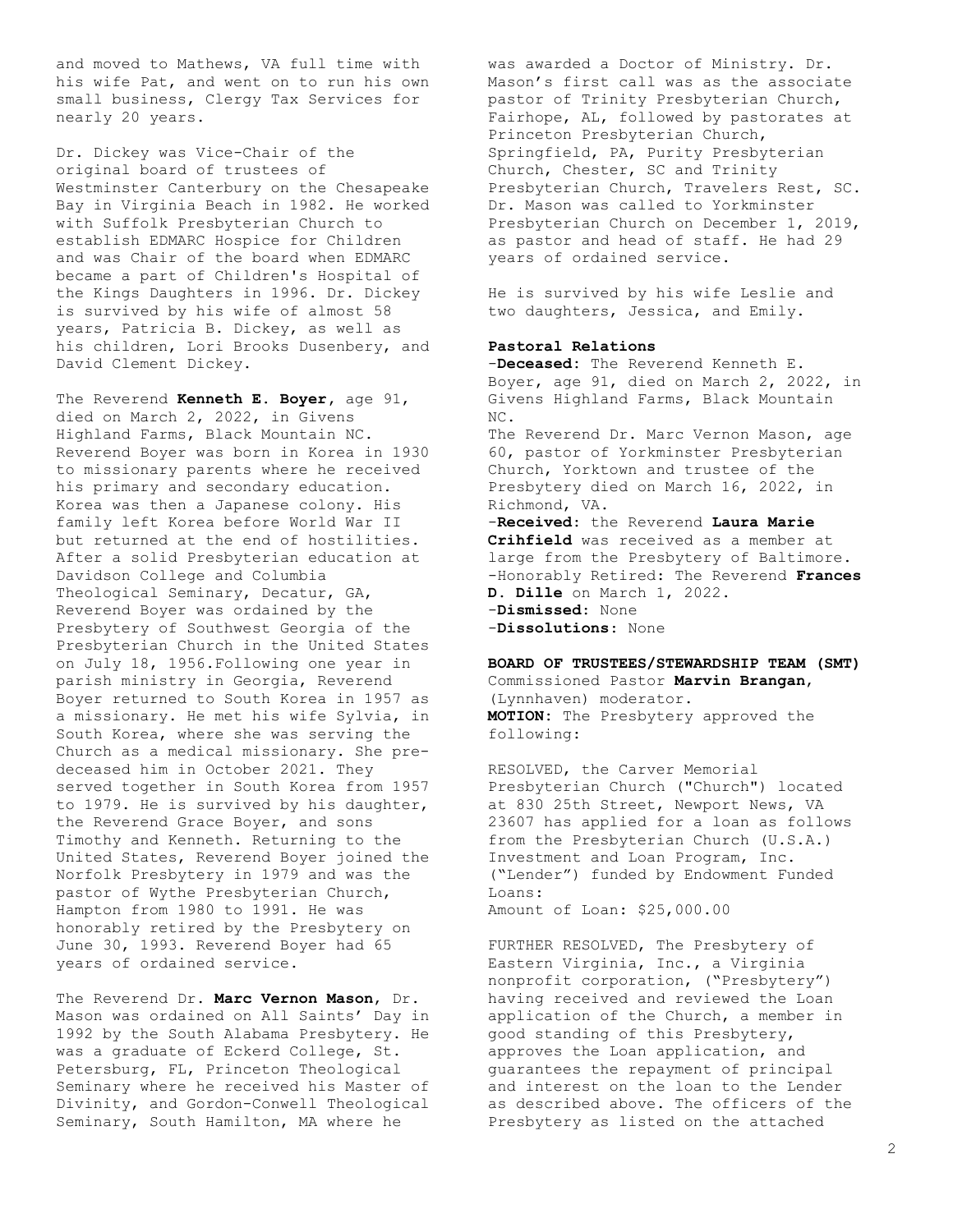and moved to Mathews, VA full time with his wife Pat, and went on to run his own small business, Clergy Tax Services for nearly 20 years.

Dr. Dickey was Vice-Chair of the original board of trustees of Westminster Canterbury on the Chesapeake Bay in Virginia Beach in 1982. He worked with Suffolk Presbyterian Church to establish EDMARC Hospice for Children and was Chair of the board when EDMARC became a part of Children's Hospital of the Kings Daughters in 1996. Dr. Dickey is survived by his wife of almost 58 years, Patricia B. Dickey, as well as his children, Lori Brooks Dusenbery, and David Clement Dickey.

The Reverend **Kenneth E. Boyer**, age 91, died on March 2, 2022, in Givens Highland Farms, Black Mountain NC. Reverend Boyer was born in Korea in 1930 to missionary parents where he received his primary and secondary education. Korea was then a Japanese colony. His family left Korea before World War II but returned at the end of hostilities. After a solid Presbyterian education at Davidson College and Columbia Theological Seminary, Decatur, GA, Reverend Boyer was ordained by the Presbytery of Southwest Georgia of the Presbyterian Church in the United States on July 18, 1956.Following one year in parish ministry in Georgia, Reverend Boyer returned to South Korea in 1957 as a missionary. He met his wife Sylvia, in South Korea, where she was serving the Church as a medical missionary. She pre-deceased him in October 2021. They served together in South Korea from 1957 to 1979. He is survived by his daughter, the Reverend Grace Boyer, and sons Timothy and Kenneth. Returning to the United States, Reverend Boyer joined the Norfolk Presbytery in 1979 and was the pastor of Wythe Presbyterian Church, Hampton from 1980 to 1991. He was honorably retired by the Presbytery on June 30, 1993. Reverend Boyer had 65 years of ordained service.

The Reverend Dr. **Marc Vernon Mason**, Dr. Mason was ordained on All Saints' Day in 1992 by the South Alabama Presbytery. He was a graduate of Eckerd College, St. Petersburg, FL, Princeton Theological Seminary where he received his Master of Divinity, and Gordon-Conwell Theological Seminary, South Hamilton, MA where he was awarded a Doctor of Ministry. Dr. Mason's first call was as the associate pastor of Trinity Presbyterian Church, Fairhope, AL, followed by pastorates at Princeton Presbyterian Church, Springfield, PA, Purity Presbyterian Church, Chester, SC and Trinity Presbyterian Church, Travelers Rest, SC. Dr. Mason was called to Yorkminster Presbyterian Church on December 1, 2019, as pastor and head of staff. He had 29 years of ordained service.

He is survived by his wife Leslie and two daughters, Jessica, and Emily.

**Pastoral Relations**

-**Deceased**: The Reverend Kenneth E. Boyer, age 91, died on March 2, 2022, in Givens Highland Farms, Black Mountain NC.
The Reverend Dr. Marc Vernon Mason, age 60, pastor of Yorkminster Presbyterian Church, Yorktown and trustee of the Presbytery died on March 16, 2022, in Richmond, VA.
-**Received**: the Reverend **Laura Marie Crihfield** was received as a member at large from the Presbytery of Baltimore.
-Honorably Retired: The Reverend **Frances D. Dille** on March 1, 2022.
-**Dismissed**: None
-**Dissolutions**: None

**BOARD OF TRUSTEES/STEWARDSHIP TEAM (SMT)**
Commissioned Pastor **Marvin Brangan**, (Lynnhaven) moderator.
**MOTION**: The Presbytery approved the following:

RESOLVED, the Carver Memorial Presbyterian Church ("Church") located at 830 25th Street, Newport News, VA 23607 has applied for a loan as follows from the Presbyterian Church (U.S.A.) Investment and Loan Program, Inc. ("Lender") funded by Endowment Funded Loans:
Amount of Loan: $25,000.00

FURTHER RESOLVED, The Presbytery of Eastern Virginia, Inc., a Virginia nonprofit corporation, ("Presbytery") having received and reviewed the Loan application of the Church, a member in good standing of this Presbytery, approves the Loan application, and guarantees the repayment of principal and interest on the loan to the Lender as described above. The officers of the Presbytery as listed on the attached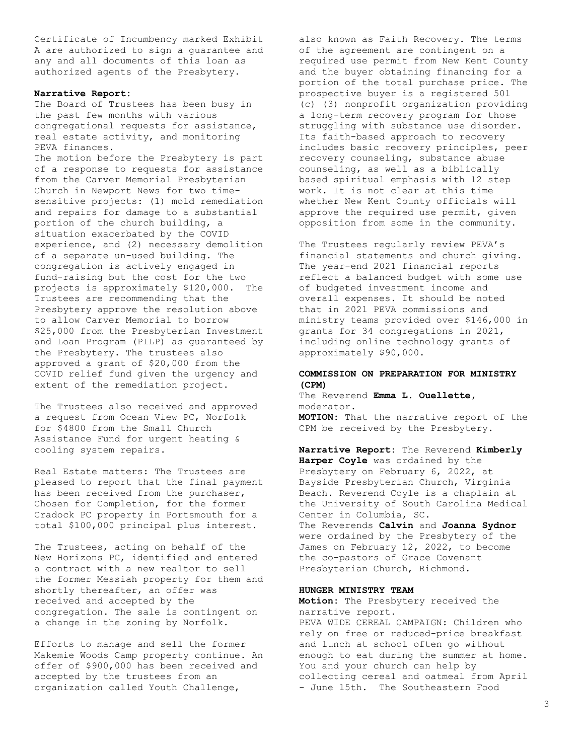Certificate of Incumbency marked Exhibit A are authorized to sign a guarantee and any and all documents of this loan as authorized agents of the Presbytery.

**Narrative Report:**
The Board of Trustees has been busy in the past few months with various congregational requests for assistance, real estate activity, and monitoring PEVA finances.
The motion before the Presbytery is part of a response to requests for assistance from the Carver Memorial Presbyterian Church in Newport News for two time-sensitive projects: (1) mold remediation and repairs for damage to a substantial portion of the church building, a situation exacerbated by the COVID experience, and (2) necessary demolition of a separate un-used building. The congregation is actively engaged in fund-raising but the cost for the two projects is approximately $120,000. The Trustees are recommending that the Presbytery approve the resolution above to allow Carver Memorial to borrow $25,000 from the Presbyterian Investment and Loan Program (PILP) as guaranteed by the Presbytery. The trustees also approved a grant of $20,000 from the COVID relief fund given the urgency and extent of the remediation project.

The Trustees also received and approved a request from Ocean View PC, Norfolk for $4800 from the Small Church Assistance Fund for urgent heating & cooling system repairs.

Real Estate matters: The Trustees are pleased to report that the final payment has been received from the purchaser, Chosen for Completion, for the former Cradock PC property in Portsmouth for a total $100,000 principal plus interest.

The Trustees, acting on behalf of the New Horizons PC, identified and entered a contract with a new realtor to sell the former Messiah property for them and shortly thereafter, an offer was received and accepted by the congregation. The sale is contingent on a change in the zoning by Norfolk.

Efforts to manage and sell the former Makemie Woods Camp property continue. An offer of $900,000 has been received and accepted by the trustees from an organization called Youth Challenge, also known as Faith Recovery. The terms of the agreement are contingent on a required use permit from New Kent County and the buyer obtaining financing for a portion of the total purchase price. The prospective buyer is a registered 501 (c) (3) nonprofit organization providing a long-term recovery program for those struggling with substance use disorder. Its faith-based approach to recovery includes basic recovery principles, peer recovery counseling, substance abuse counseling, as well as a biblically based spiritual emphasis with 12 step work. It is not clear at this time whether New Kent County officials will approve the required use permit, given opposition from some in the community.

The Trustees regularly review PEVA's financial statements and church giving. The year-end 2021 financial reports reflect a balanced budget with some use of budgeted investment income and overall expenses. It should be noted that in 2021 PEVA commissions and ministry teams provided over $146,000 in grants for 34 congregations in 2021, including online technology grants of approximately $90,000.

### COMMISSION ON PREPARATION FOR MINISTRY (CPM)

The Reverend **Emma L. Ouellette**, moderator.

**MOTION:** That the narrative report of the CPM be received by the Presbytery.

**Narrative Report:** The Reverend **Kimberly Harper Coyle** was ordained by the Presbytery on February 6, 2022, at Bayside Presbyterian Church, Virginia Beach. Reverend Coyle is a chaplain at the University of South Carolina Medical Center in Columbia, SC.
The Reverends **Calvin** and **Joanna Sydnor** were ordained by the Presbytery of the James on February 12, 2022, to become the co-pastors of Grace Covenant Presbyterian Church, Richmond.

### HUNGER MINISTRY TEAM

**Motion:** The Presbytery received the narrative report.
PEVA WIDE CEREAL CAMPAIGN: Children who rely on free or reduced-price breakfast and lunch at school often go without enough to eat during the summer at home. You and your church can help by collecting cereal and oatmeal from April - June 15th. The Southeastern Food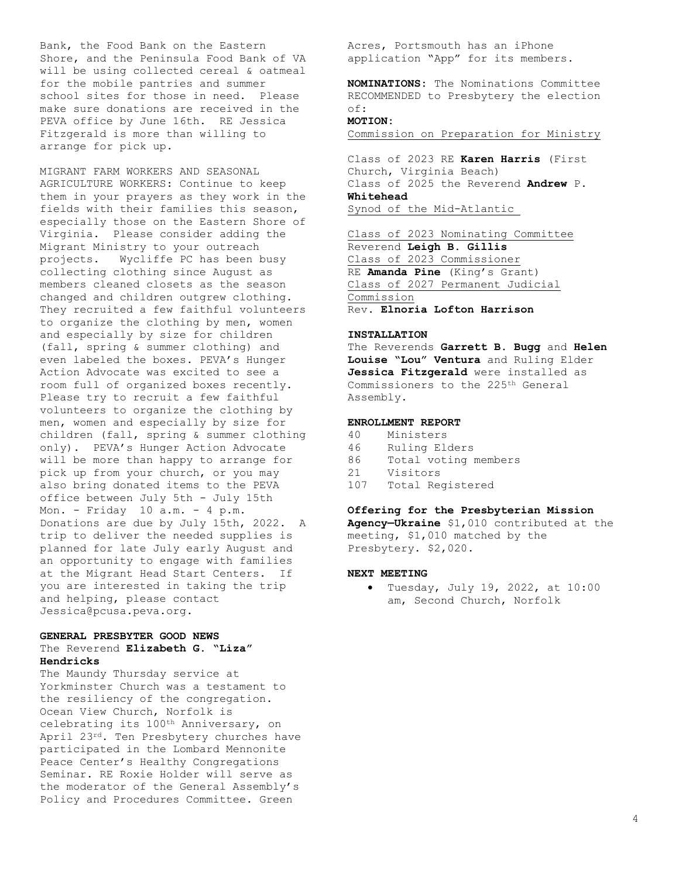Bank, the Food Bank on the Eastern Shore, and the Peninsula Food Bank of VA will be using collected cereal & oatmeal for the mobile pantries and summer school sites for those in need. Please make sure donations are received in the PEVA office by June 16th. RE Jessica Fitzgerald is more than willing to arrange for pick up.

MIGRANT FARM WORKERS AND SEASONAL AGRICULTURE WORKERS: Continue to keep them in your prayers as they work in the fields with their families this season, especially those on the Eastern Shore of Virginia. Please consider adding the Migrant Ministry to your outreach projects. Wycliffe PC has been busy collecting clothing since August as members cleaned closets as the season changed and children outgrew clothing. They recruited a few faithful volunteers to organize the clothing by men, women and especially by size for children (fall, spring & summer clothing) and even labeled the boxes. PEVA's Hunger Action Advocate was excited to see a room full of organized boxes recently. Please try to recruit a few faithful volunteers to organize the clothing by men, women and especially by size for children (fall, spring & summer clothing only). PEVA's Hunger Action Advocate will be more than happy to arrange for pick up from your church, or you may also bring donated items to the PEVA office between July 5th - July 15th Mon. - Friday 10 a.m. - 4 p.m. Donations are due by July 15th, 2022. A trip to deliver the needed supplies is planned for late July early August and an opportunity to engage with families at the Migrant Head Start Centers. If you are interested in taking the trip and helping, please contact Jessica@pcusa.peva.org.

**GENERAL PRESBYTER GOOD NEWS**
The Reverend **Elizabeth G. "Liza" Hendricks**
The Maundy Thursday service at Yorkminster Church was a testament to the resiliency of the congregation. Ocean View Church, Norfolk is celebrating its 100th Anniversary, on April 23rd. Ten Presbytery churches have participated in the Lombard Mennonite Peace Center's Healthy Congregations Seminar. RE Roxie Holder will serve as the moderator of the General Assembly's Policy and Procedures Committee. Green Acres, Portsmouth has an iPhone application "App" for its members.

**NOMINATIONS:** The Nominations Committee RECOMMENDED to Presbytery the election of:
**MOTION:**
Commission on Preparation for Ministry

Class of 2023 RE **Karen Harris** (First Church, Virginia Beach)
Class of 2025 the Reverend **Andrew** P. **Whitehead**
Synod of the Mid-Atlantic

Class of 2023 Nominating Committee
Reverend **Leigh B. Gillis**
Class of 2023 Commissioner
RE **Amanda Pine** (King's Grant)
Class of 2027 Permanent Judicial Commission
Rev. **Elnoria Lofton Harrison**

**INSTALLATION**
The Reverends **Garrett B. Bugg** and **Helen Louise "Lou" Ventura** and Ruling Elder **Jessica Fitzgerald** were installed as Commissioners to the 225th General Assembly.

**ENROLLMENT REPORT**

| | |
|---|---|
| 40 | Ministers |
| 46 | Ruling Elders |
| 86 | Total voting members |
| 21 | Visitors |
| 107 | Total Registered |

**Offering for the Presbyterian Mission Agency—Ukraine** $1,010 contributed at the meeting, $1,010 matched by the Presbytery. $2,020.

**NEXT MEETING**
- Tuesday, July 19, 2022, at 10:00 am, Second Church, Norfolk